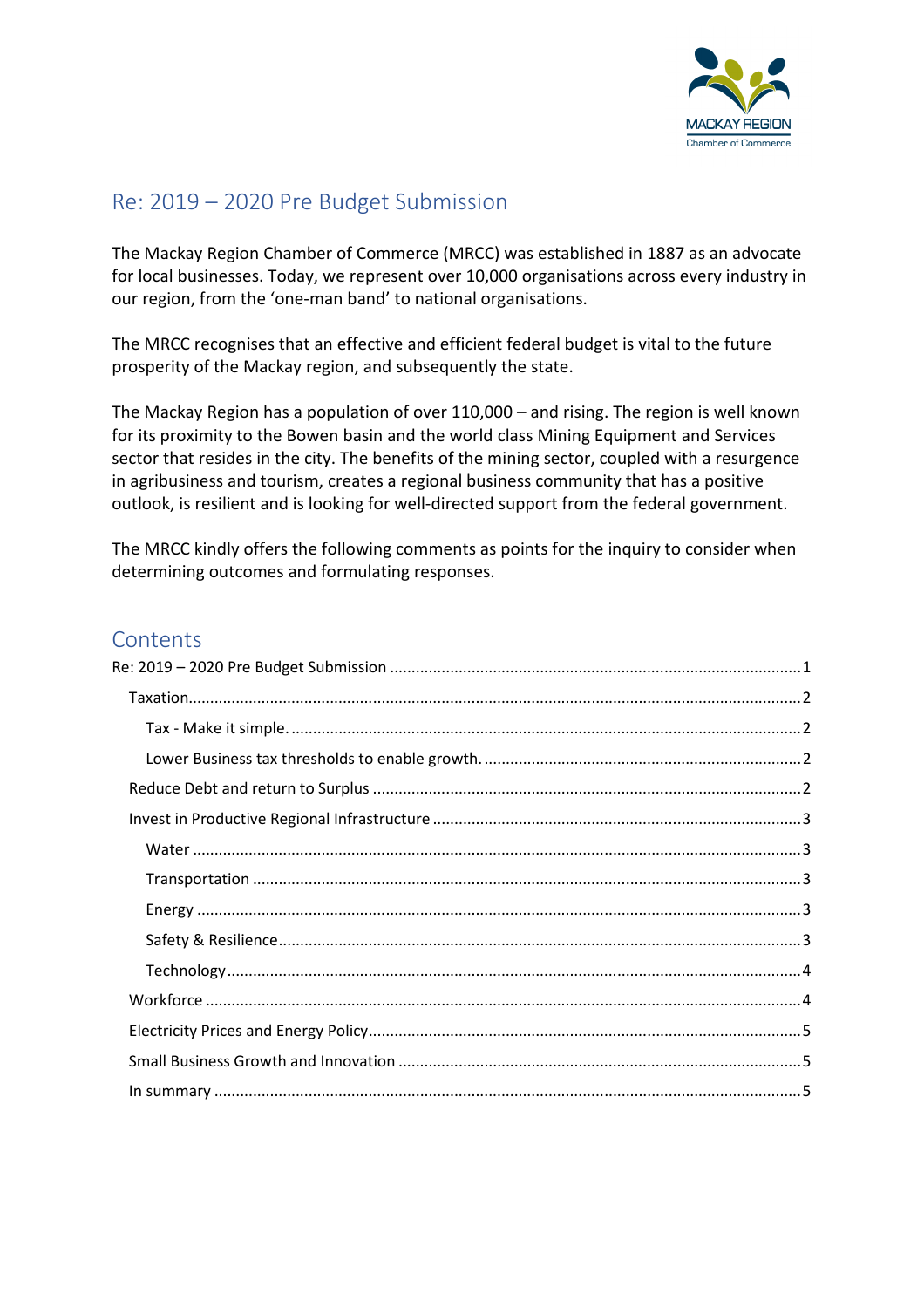MACKAY REGION
Chamber of Commerce

# Re: 2019 – 2020 Pre Budget Submission

The Mackay Region Chamber of Commerce (MRCC) was established in 1887 as an advocate for local businesses. Today, we represent over 10,000 organisations across every industry in our region, from the 'one-man band' to national organisations.

The MRCC recognises that an effective and efficient federal budget is vital to the future prosperity of the Mackay region, and subsequently the state.

The Mackay Region has a population of over 110,000 – and rising. The region is well known for its proximity to the Bowen basin and the world class Mining Equipment and Services sector that resides in the city. The benefits of the mining sector, coupled with a resurgence in agribusiness and tourism, creates a regional business community that has a positive outlook, is resilient and is looking for well-directed support from the federal government.

The MRCC kindly offers the following comments as points for the inquiry to consider when determining outcomes and formulating responses.

## Contents

- Re: 2019 – 2020 Pre Budget Submission ..... 1
  - Taxation ..... 2
    - Tax - Make it simple. ..... 2
    - Lower Business tax thresholds to enable growth. ..... 2
  - Reduce Debt and return to Surplus ..... 2
  - Invest in Productive Regional Infrastructure ..... 3
    - Water ..... 3
    - Transportation ..... 3
    - Energy ..... 3
    - Safety & Resilience ..... 3
    - Technology ..... 4
  - Workforce ..... 4
  - Electricity Prices and Energy Policy ..... 5
  - Small Business Growth and Innovation ..... 5
  - In summary ..... 5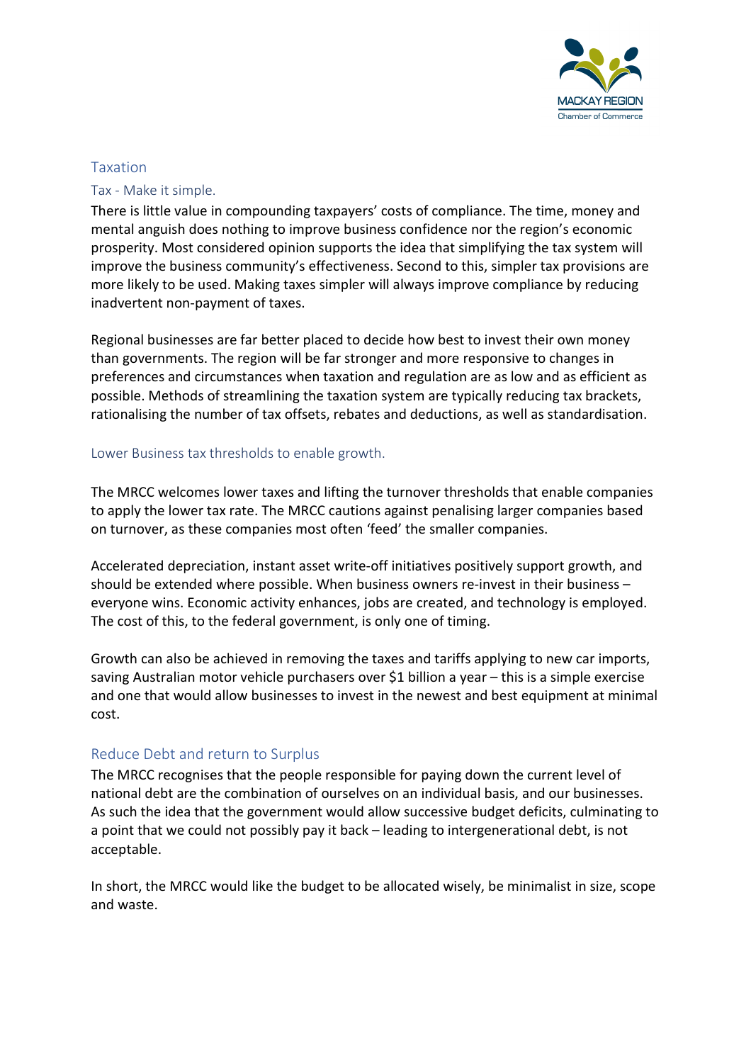## Taxation

### Tax - Make it simple.

There is little value in compounding taxpayers' costs of compliance. The time, money and mental anguish does nothing to improve business confidence nor the region's economic prosperity. Most considered opinion supports the idea that simplifying the tax system will improve the business community's effectiveness. Second to this, simpler tax provisions are more likely to be used. Making taxes simpler will always improve compliance by reducing inadvertent non-payment of taxes.

Regional businesses are far better placed to decide how best to invest their own money than governments. The region will be far stronger and more responsive to changes in preferences and circumstances when taxation and regulation are as low and as efficient as possible. Methods of streamlining the taxation system are typically reducing tax brackets, rationalising the number of tax offsets, rebates and deductions, as well as standardisation.

### Lower Business tax thresholds to enable growth.

The MRCC welcomes lower taxes and lifting the turnover thresholds that enable companies to apply the lower tax rate. The MRCC cautions against penalising larger companies based on turnover, as these companies most often 'feed' the smaller companies.

Accelerated depreciation, instant asset write-off initiatives positively support growth, and should be extended where possible. When business owners re-invest in their business – everyone wins. Economic activity enhances, jobs are created, and technology is employed. The cost of this, to the federal government, is only one of timing.

Growth can also be achieved in removing the taxes and tariffs applying to new car imports, saving Australian motor vehicle purchasers over $1 billion a year – this is a simple exercise and one that would allow businesses to invest in the newest and best equipment at minimal cost.

## Reduce Debt and return to Surplus

The MRCC recognises that the people responsible for paying down the current level of national debt are the combination of ourselves on an individual basis, and our businesses. As such the idea that the government would allow successive budget deficits, culminating to a point that we could not possibly pay it back – leading to intergenerational debt, is not acceptable.

In short, the MRCC would like the budget to be allocated wisely, be minimalist in size, scope and waste.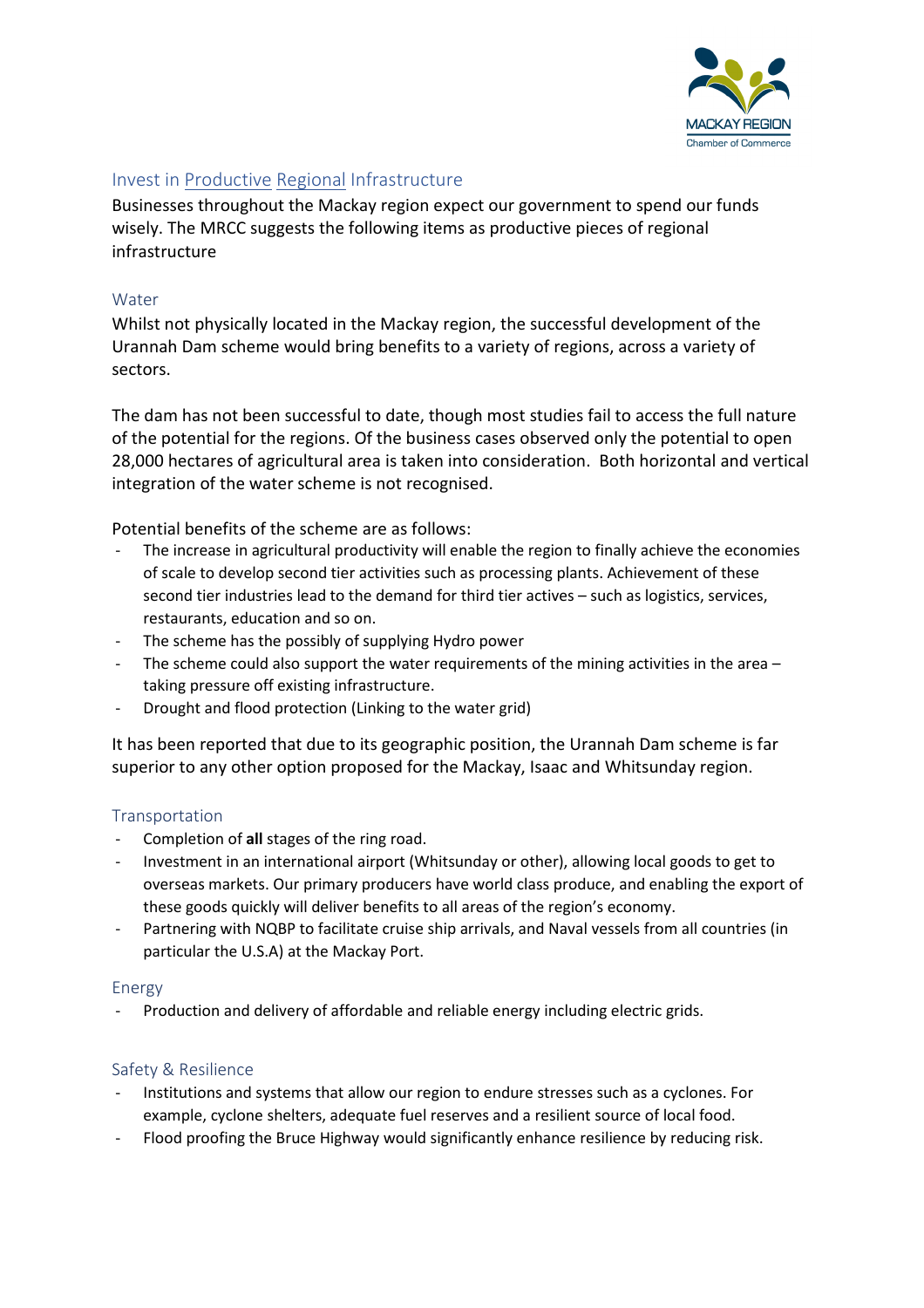## Invest in Productive Regional Infrastructure

Businesses throughout the Mackay region expect our government to spend our funds wisely. The MRCC suggests the following items as productive pieces of regional infrastructure

### Water

Whilst not physically located in the Mackay region, the successful development of the Urannah Dam scheme would bring benefits to a variety of regions, across a variety of sectors.

The dam has not been successful to date, though most studies fail to access the full nature of the potential for the regions. Of the business cases observed only the potential to open 28,000 hectares of agricultural area is taken into consideration. Both horizontal and vertical integration of the water scheme is not recognised.

Potential benefits of the scheme are as follows:

- The increase in agricultural productivity will enable the region to finally achieve the economies of scale to develop second tier activities such as processing plants. Achievement of these second tier industries lead to the demand for third tier actives – such as logistics, services, restaurants, education and so on.
- The scheme has the possibly of supplying Hydro power
- The scheme could also support the water requirements of the mining activities in the area – taking pressure off existing infrastructure.
- Drought and flood protection (Linking to the water grid)

It has been reported that due to its geographic position, the Urannah Dam scheme is far superior to any other option proposed for the Mackay, Isaac and Whitsunday region.

### Transportation

- Completion of **all** stages of the ring road.
- Investment in an international airport (Whitsunday or other), allowing local goods to get to overseas markets. Our primary producers have world class produce, and enabling the export of these goods quickly will deliver benefits to all areas of the region's economy.
- Partnering with NQBP to facilitate cruise ship arrivals, and Naval vessels from all countries (in particular the U.S.A) at the Mackay Port.

### Energy

- Production and delivery of affordable and reliable energy including electric grids.

### Safety & Resilience

- Institutions and systems that allow our region to endure stresses such as a cyclones. For example, cyclone shelters, adequate fuel reserves and a resilient source of local food.
- Flood proofing the Bruce Highway would significantly enhance resilience by reducing risk.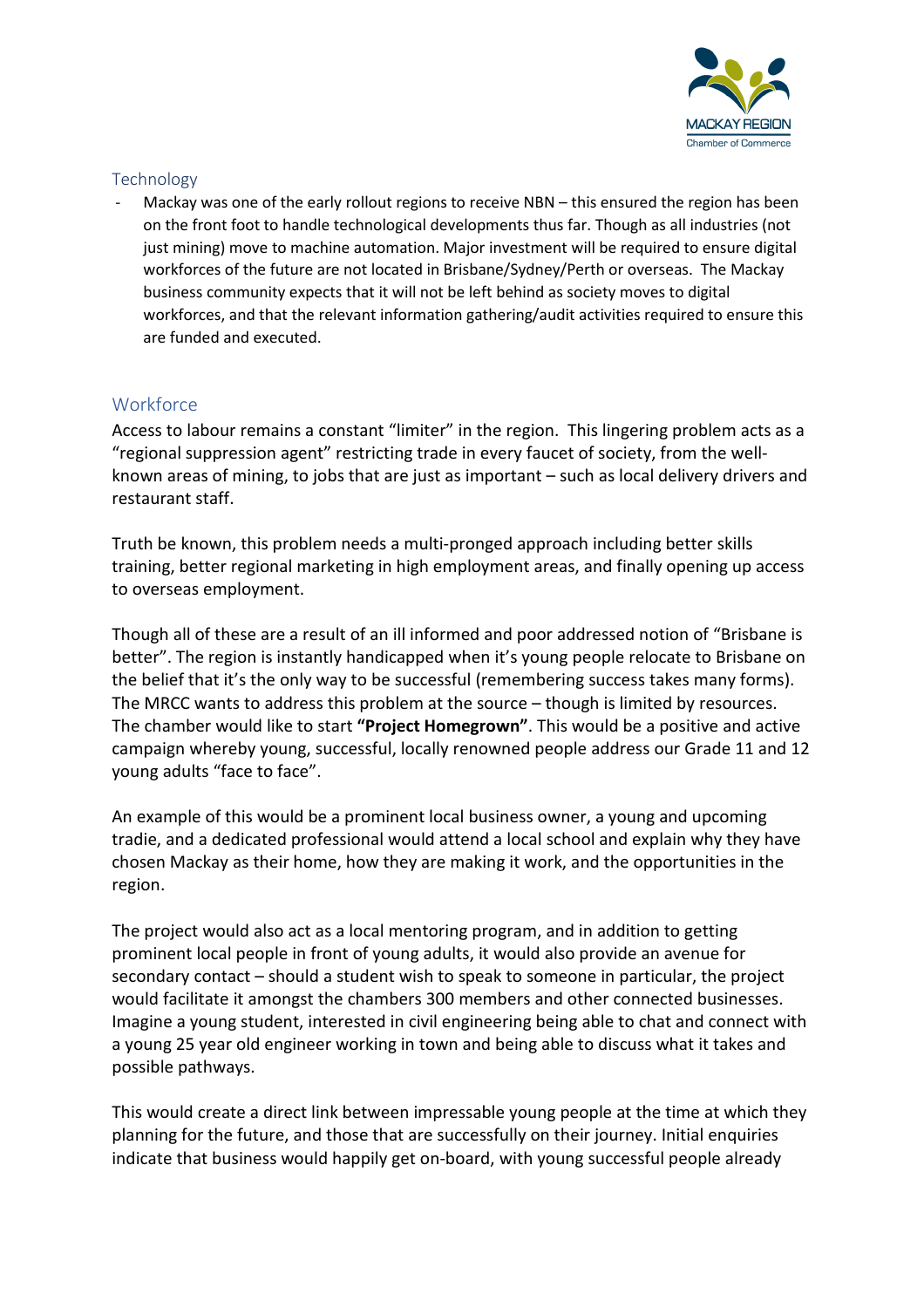## Technology

- Mackay was one of the early rollout regions to receive NBN – this ensured the region has been on the front foot to handle technological developments thus far. Though as all industries (not just mining) move to machine automation. Major investment will be required to ensure digital workforces of the future are not located in Brisbane/Sydney/Perth or overseas. The Mackay business community expects that it will not be left behind as society moves to digital workforces, and that the relevant information gathering/audit activities required to ensure this are funded and executed.

## Workforce

Access to labour remains a constant "limiter" in the region. This lingering problem acts as a "regional suppression agent" restricting trade in every faucet of society, from the well-known areas of mining, to jobs that are just as important – such as local delivery drivers and restaurant staff.

Truth be known, this problem needs a multi-pronged approach including better skills training, better regional marketing in high employment areas, and finally opening up access to overseas employment.

Though all of these are a result of an ill informed and poor addressed notion of "Brisbane is better". The region is instantly handicapped when it's young people relocate to Brisbane on the belief that it's the only way to be successful (remembering success takes many forms). The MRCC wants to address this problem at the source – though is limited by resources. The chamber would like to start **"Project Homegrown"**. This would be a positive and active campaign whereby young, successful, locally renowned people address our Grade 11 and 12 young adults "face to face".

An example of this would be a prominent local business owner, a young and upcoming tradie, and a dedicated professional would attend a local school and explain why they have chosen Mackay as their home, how they are making it work, and the opportunities in the region.

The project would also act as a local mentoring program, and in addition to getting prominent local people in front of young adults, it would also provide an avenue for secondary contact – should a student wish to speak to someone in particular, the project would facilitate it amongst the chambers 300 members and other connected businesses. Imagine a young student, interested in civil engineering being able to chat and connect with a young 25 year old engineer working in town and being able to discuss what it takes and possible pathways.

This would create a direct link between impressable young people at the time at which they planning for the future, and those that are successfully on their journey. Initial enquiries indicate that business would happily get on-board, with young successful people already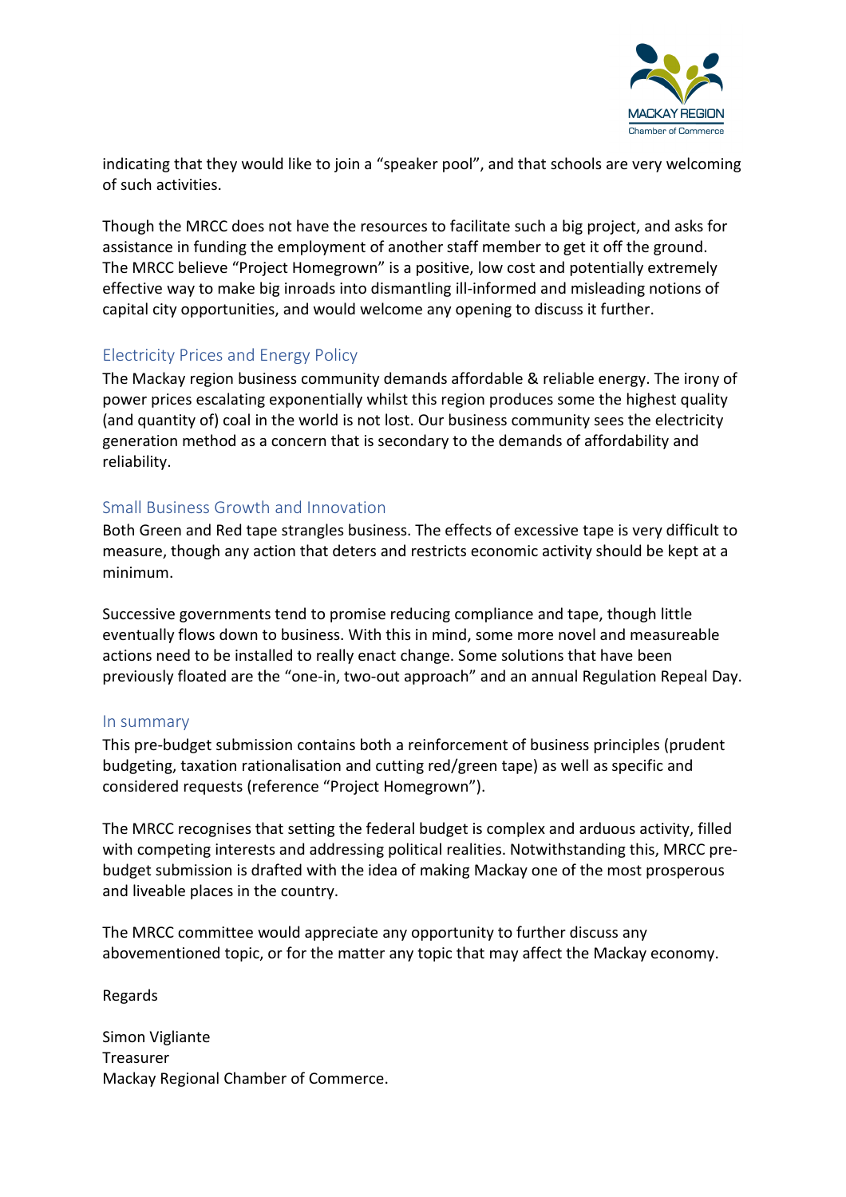indicating that they would like to join a "speaker pool", and that schools are very welcoming of such activities.

Though the MRCC does not have the resources to facilitate such a big project, and asks for assistance in funding the employment of another staff member to get it off the ground. The MRCC believe "Project Homegrown" is a positive, low cost and potentially extremely effective way to make big inroads into dismantling ill-informed and misleading notions of capital city opportunities, and would welcome any opening to discuss it further.

## Electricity Prices and Energy Policy

The Mackay region business community demands affordable & reliable energy. The irony of power prices escalating exponentially whilst this region produces some the highest quality (and quantity of) coal in the world is not lost. Our business community sees the electricity generation method as a concern that is secondary to the demands of affordability and reliability.

## Small Business Growth and Innovation

Both Green and Red tape strangles business. The effects of excessive tape is very difficult to measure, though any action that deters and restricts economic activity should be kept at a minimum.

Successive governments tend to promise reducing compliance and tape, though little eventually flows down to business. With this in mind, some more novel and measureable actions need to be installed to really enact change. Some solutions that have been previously floated are the "one-in, two-out approach" and an annual Regulation Repeal Day.

## In summary

This pre-budget submission contains both a reinforcement of business principles (prudent budgeting, taxation rationalisation and cutting red/green tape) as well as specific and considered requests (reference "Project Homegrown").

The MRCC recognises that setting the federal budget is complex and arduous activity, filled with competing interests and addressing political realities. Notwithstanding this, MRCC pre-budget submission is drafted with the idea of making Mackay one of the most prosperous and liveable places in the country.

The MRCC committee would appreciate any opportunity to further discuss any abovementioned topic, or for the matter any topic that may affect the Mackay economy.

Regards

Simon Vigliante
Treasurer
Mackay Regional Chamber of Commerce.